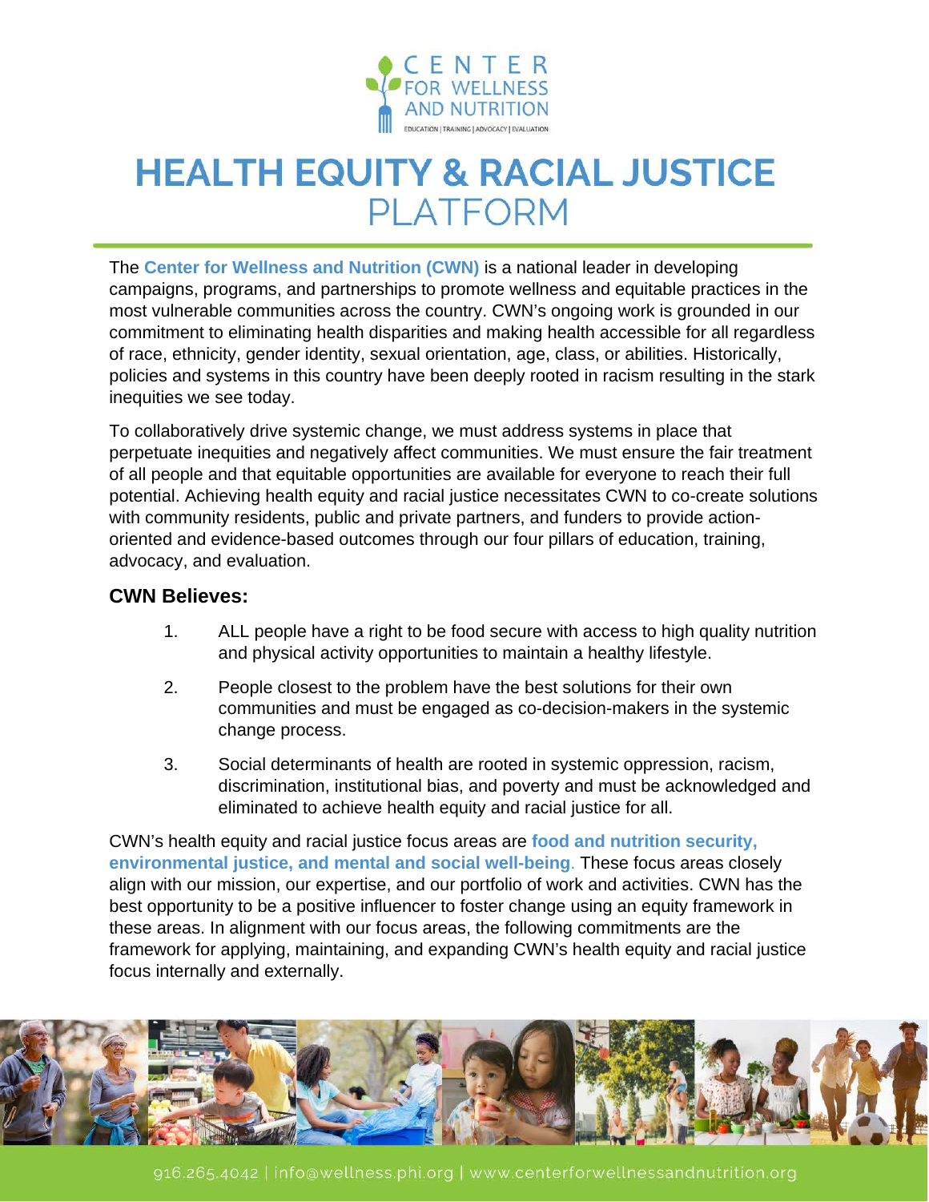CENTER FOR WELLNESS AND NUTRITION

EDUCATION | TRAINING | ADVOCACY | EVALUATION

# HEALTH EQUITY & RACIAL JUSTICE PLATFORM

The **Center for Wellness and Nutrition (CWN)** is a national leader in developing campaigns, programs, and partnerships to promote wellness and equitable practices in the most vulnerable communities across the country. CWN's ongoing work is grounded in our commitment to eliminating health disparities and making health accessible for all regardless of race, ethnicity, gender identity, sexual orientation, age, class, or abilities. Historically, policies and systems in this country have been deeply rooted in racism resulting in the stark inequities we see today.

To collaboratively drive systemic change, we must address systems in place that perpetuate inequities and negatively affect communities. We must ensure the fair treatment of all people and that equitable opportunities are available for everyone to reach their full potential. Achieving health equity and racial justice necessitates CWN to co-create solutions with community residents, public and private partners, and funders to provide action-oriented and evidence-based outcomes through our four pillars of education, training, advocacy, and evaluation.

## CWN Believes:

1. ALL people have a right to be food secure with access to high quality nutrition and physical activity opportunities to maintain a healthy lifestyle.
2. People closest to the problem have the best solutions for their own communities and must be engaged as co-decision-makers in the systemic change process.
3. Social determinants of health are rooted in systemic oppression, racism, discrimination, institutional bias, and poverty and must be acknowledged and eliminated to achieve health equity and racial justice for all.

CWN's health equity and racial justice focus areas are **food and nutrition security, environmental justice, and mental and social well-being**. These focus areas closely align with our mission, our expertise, and our portfolio of work and activities. CWN has the best opportunity to be a positive influencer to foster change using an equity framework in these areas. In alignment with our focus areas, the following commitments are the framework for applying, maintaining, and expanding CWN's health equity and racial justice focus internally and externally.

916.265.4042 | info@wellness.phi.org | www.centerforwellnessandnutrition.org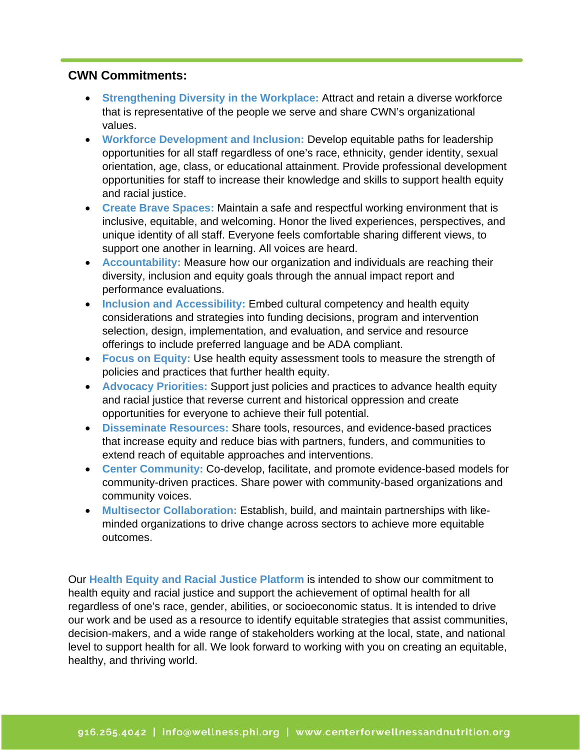## CWN Commitments:

- **Strengthening Diversity in the Workplace:** Attract and retain a diverse workforce that is representative of the people we serve and share CWN's organizational values.
- **Workforce Development and Inclusion:** Develop equitable paths for leadership opportunities for all staff regardless of one's race, ethnicity, gender identity, sexual orientation, age, class, or educational attainment. Provide professional development opportunities for staff to increase their knowledge and skills to support health equity and racial justice.
- **Create Brave Spaces:** Maintain a safe and respectful working environment that is inclusive, equitable, and welcoming. Honor the lived experiences, perspectives, and unique identity of all staff. Everyone feels comfortable sharing different views, to support one another in learning. All voices are heard.
- **Accountability:** Measure how our organization and individuals are reaching their diversity, inclusion and equity goals through the annual impact report and performance evaluations.
- **Inclusion and Accessibility:** Embed cultural competency and health equity considerations and strategies into funding decisions, program and intervention selection, design, implementation, and evaluation, and service and resource offerings to include preferred language and be ADA compliant.
- **Focus on Equity:** Use health equity assessment tools to measure the strength of policies and practices that further health equity.
- **Advocacy Priorities:** Support just policies and practices to advance health equity and racial justice that reverse current and historical oppression and create opportunities for everyone to achieve their full potential.
- **Disseminate Resources:** Share tools, resources, and evidence-based practices that increase equity and reduce bias with partners, funders, and communities to extend reach of equitable approaches and interventions.
- **Center Community:** Co-develop, facilitate, and promote evidence-based models for community-driven practices. Share power with community-based organizations and community voices.
- **Multisector Collaboration:** Establish, build, and maintain partnerships with like-minded organizations to drive change across sectors to achieve more equitable outcomes.

Our **Health Equity and Racial Justice Platform** is intended to show our commitment to health equity and racial justice and support the achievement of optimal health for all regardless of one's race, gender, abilities, or socioeconomic status. It is intended to drive our work and be used as a resource to identify equitable strategies that assist communities, decision-makers, and a wide range of stakeholders working at the local, state, and national level to support health for all. We look forward to working with you on creating an equitable, healthy, and thriving world.

916.265.4042 | info@wellness.phi.org | www.centerforwellnessandnutrition.org